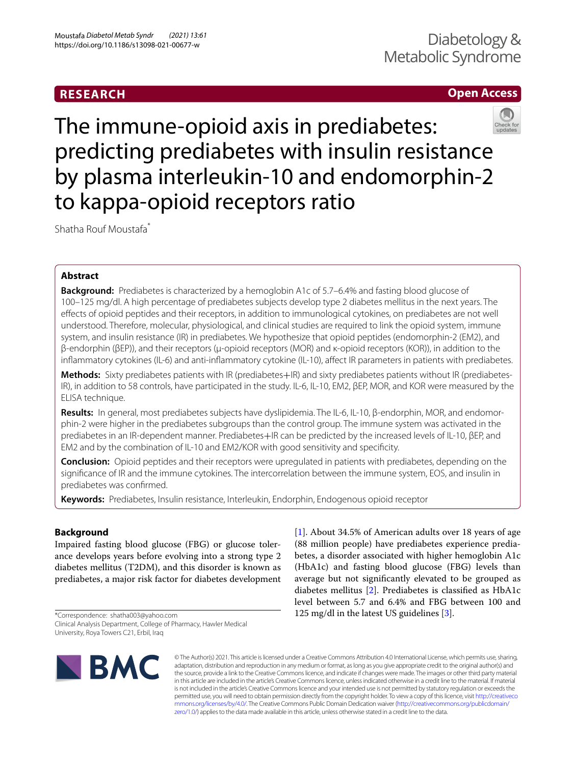RESEARCH

Open Access

# The immune-opioid axis in prediabetes: predicting prediabetes with insulin resistance by plasma interleukin-10 and endomorphin-2 to kappa-opioid receptors ratio

Shatha Rouf Moustafa*

## Abstract

**Background:** Prediabetes is characterized by a hemoglobin A1c of 5.7–6.4% and fasting blood glucose of 100–125 mg/dl. A high percentage of prediabetes subjects develop type 2 diabetes mellitus in the next years. The effects of opioid peptides and their receptors, in addition to immunological cytokines, on prediabetes are not well understood. Therefore, molecular, physiological, and clinical studies are required to link the opioid system, immune system, and insulin resistance (IR) in prediabetes. We hypothesize that opioid peptides (endomorphin-2 (EM2), and β-endorphin (βEP)), and their receptors (μ-opioid receptors (MOR) and κ-opioid receptors (KOR)), in addition to the inflammatory cytokines (IL-6) and anti-inflammatory cytokine (IL-10), affect IR parameters in patients with prediabetes.

**Methods:** Sixty prediabetes patients with IR (prediabetes+IR) and sixty prediabetes patients without IR (prediabetes-IR), in addition to 58 controls, have participated in the study. IL-6, IL-10, EM2, βEP, MOR, and KOR were measured by the ELISA technique.

**Results:** In general, most prediabetes subjects have dyslipidemia. The IL-6, IL-10, β-endorphin, MOR, and endomorphin-2 were higher in the prediabetes subgroups than the control group. The immune system was activated in the prediabetes in an IR-dependent manner. Prediabetes+IR can be predicted by the increased levels of IL-10, βEP, and EM2 and by the combination of IL-10 and EM2/KOR with good sensitivity and specificity.

**Conclusion:** Opioid peptides and their receptors were upregulated in patients with prediabetes, depending on the significance of IR and the immune cytokines. The intercorrelation between the immune system, EOS, and insulin in prediabetes was confirmed.

**Keywords:** Prediabetes, Insulin resistance, Interleukin, Endorphin, Endogenous opioid receptor

## Background

Impaired fasting blood glucose (FBG) or glucose tolerance develops years before evolving into a strong type 2 diabetes mellitus (T2DM), and this disorder is known as prediabetes, a major risk factor for diabetes development [1]. About 34.5% of American adults over 18 years of age (88 million people) have prediabetes experience prediabetes, a disorder associated with higher hemoglobin A1c (HbA1c) and fasting blood glucose (FBG) levels than average but not significantly elevated to be grouped as diabetes mellitus [2]. Prediabetes is classified as HbA1c level between 5.7 and 6.4% and FBG between 100 and 125 mg/dl in the latest US guidelines [3].

*Correspondence: shatha003@yahoo.com
Clinical Analysis Department, College of Pharmacy, Hawler Medical University, Roya Towers C21, Erbil, Iraq

© The Author(s) 2021. This article is licensed under a Creative Commons Attribution 4.0 International License, which permits use, sharing, adaptation, distribution and reproduction in any medium or format, as long as you give appropriate credit to the original author(s) and the source, provide a link to the Creative Commons licence, and indicate if changes were made. The images or other third party material in this article are included in the article's Creative Commons licence, unless indicated otherwise in a credit line to the material. If material is not included in the article's Creative Commons licence and your intended use is not permitted by statutory regulation or exceeds the permitted use, you will need to obtain permission directly from the copyright holder. To view a copy of this licence, visit http://creativecommons.org/licenses/by/4.0/. The Creative Commons Public Domain Dedication waiver (http://creativecommons.org/publicdomain/zero/1.0/) applies to the data made available in this article, unless otherwise stated in a credit line to the data.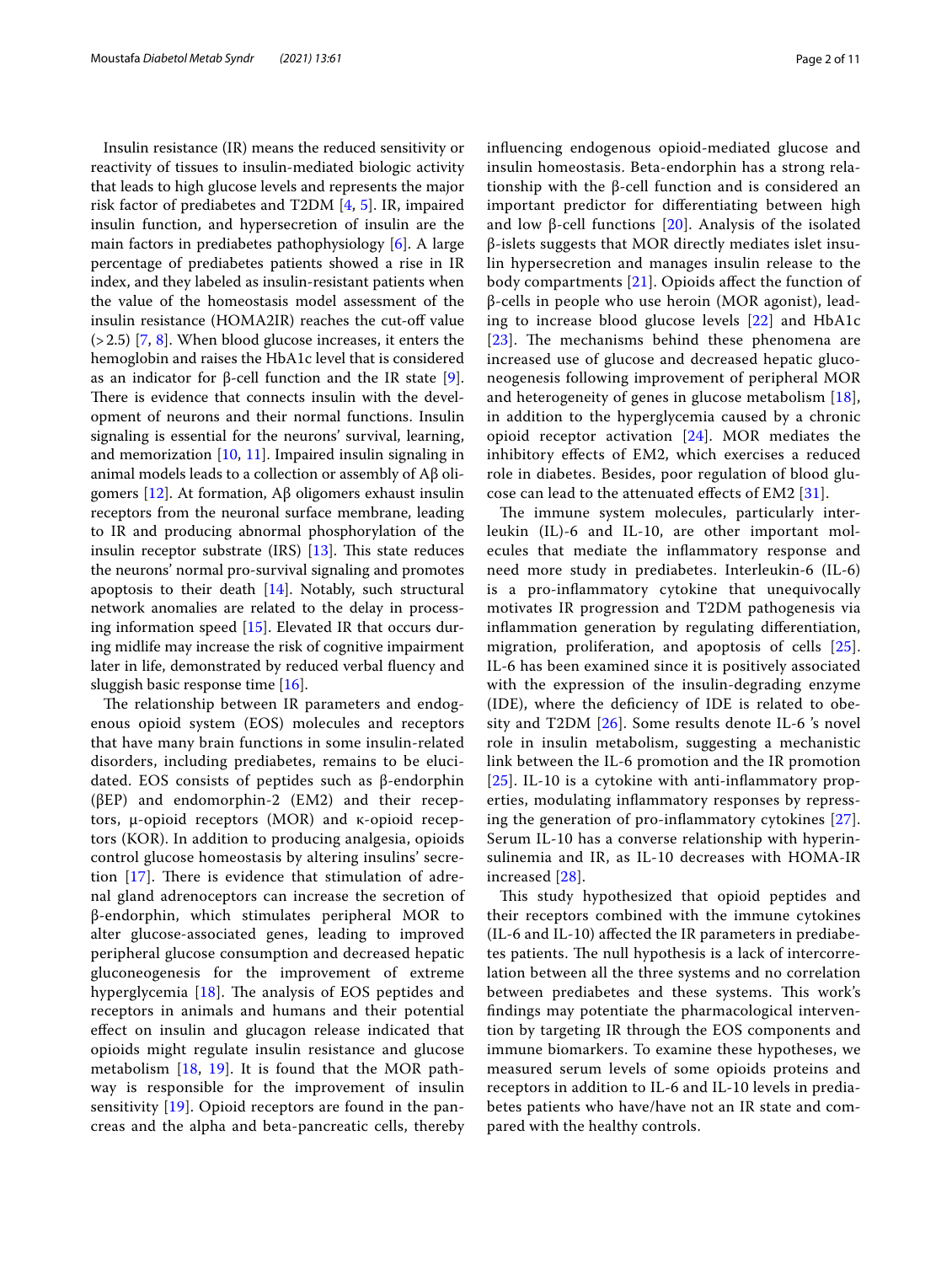Insulin resistance (IR) means the reduced sensitivity or reactivity of tissues to insulin-mediated biologic activity that leads to high glucose levels and represents the major risk factor of prediabetes and T2DM [4, 5]. IR, impaired insulin function, and hypersecretion of insulin are the main factors in prediabetes pathophysiology [6]. A large percentage of prediabetes patients showed a rise in IR index, and they labeled as insulin-resistant patients when the value of the homeostasis model assessment of the insulin resistance (HOMA2IR) reaches the cut-off value (>2.5) [7, 8]. When blood glucose increases, it enters the hemoglobin and raises the HbA1c level that is considered as an indicator for β-cell function and the IR state [9]. There is evidence that connects insulin with the development of neurons and their normal functions. Insulin signaling is essential for the neurons' survival, learning, and memorization [10, 11]. Impaired insulin signaling in animal models leads to a collection or assembly of Aβ oligomers [12]. At formation, Aβ oligomers exhaust insulin receptors from the neuronal surface membrane, leading to IR and producing abnormal phosphorylation of the insulin receptor substrate (IRS) [13]. This state reduces the neurons' normal pro-survival signaling and promotes apoptosis to their death [14]. Notably, such structural network anomalies are related to the delay in processing information speed [15]. Elevated IR that occurs during midlife may increase the risk of cognitive impairment later in life, demonstrated by reduced verbal fluency and sluggish basic response time [16].

The relationship between IR parameters and endogenous opioid system (EOS) molecules and receptors that have many brain functions in some insulin-related disorders, including prediabetes, remains to be elucidated. EOS consists of peptides such as β-endorphin (βEP) and endomorphin-2 (EM2) and their receptors, μ-opioid receptors (MOR) and κ-opioid receptors (KOR). In addition to producing analgesia, opioids control glucose homeostasis by altering insulins' secretion [17]. There is evidence that stimulation of adrenal gland adrenoceptors can increase the secretion of β-endorphin, which stimulates peripheral MOR to alter glucose-associated genes, leading to improved peripheral glucose consumption and decreased hepatic gluconeogenesis for the improvement of extreme hyperglycemia [18]. The analysis of EOS peptides and receptors in animals and humans and their potential effect on insulin and glucagon release indicated that opioids might regulate insulin resistance and glucose metabolism [18, 19]. It is found that the MOR pathway is responsible for the improvement of insulin sensitivity [19]. Opioid receptors are found in the pancreas and the alpha and beta-pancreatic cells, thereby influencing endogenous opioid-mediated glucose and insulin homeostasis. Beta-endorphin has a strong relationship with the β-cell function and is considered an important predictor for differentiating between high and low β-cell functions [20]. Analysis of the isolated β-islets suggests that MOR directly mediates islet insulin hypersecretion and manages insulin release to the body compartments [21]. Opioids affect the function of β-cells in people who use heroin (MOR agonist), leading to increase blood glucose levels [22] and HbA1c [23]. The mechanisms behind these phenomena are increased use of glucose and decreased hepatic gluconeogenesis following improvement of peripheral MOR and heterogeneity of genes in glucose metabolism [18], in addition to the hyperglycemia caused by a chronic opioid receptor activation [24]. MOR mediates the inhibitory effects of EM2, which exercises a reduced role in diabetes. Besides, poor regulation of blood glucose can lead to the attenuated effects of EM2 [31].

The immune system molecules, particularly interleukin (IL)-6 and IL-10, are other important molecules that mediate the inflammatory response and need more study in prediabetes. Interleukin-6 (IL-6) is a pro-inflammatory cytokine that unequivocally motivates IR progression and T2DM pathogenesis via inflammation generation by regulating differentiation, migration, proliferation, and apoptosis of cells [25]. IL-6 has been examined since it is positively associated with the expression of the insulin-degrading enzyme (IDE), where the deficiency of IDE is related to obesity and T2DM [26]. Some results denote IL-6 's novel role in insulin metabolism, suggesting a mechanistic link between the IL-6 promotion and the IR promotion [25]. IL-10 is a cytokine with anti-inflammatory properties, modulating inflammatory responses by repressing the generation of pro-inflammatory cytokines [27]. Serum IL-10 has a converse relationship with hyperinsulinemia and IR, as IL-10 decreases with HOMA-IR increased [28].

This study hypothesized that opioid peptides and their receptors combined with the immune cytokines (IL-6 and IL-10) affected the IR parameters in prediabetes patients. The null hypothesis is a lack of intercorrelation between all the three systems and no correlation between prediabetes and these systems. This work's findings may potentiate the pharmacological intervention by targeting IR through the EOS components and immune biomarkers. To examine these hypotheses, we measured serum levels of some opioids proteins and receptors in addition to IL-6 and IL-10 levels in prediabetes patients who have/have not an IR state and compared with the healthy controls.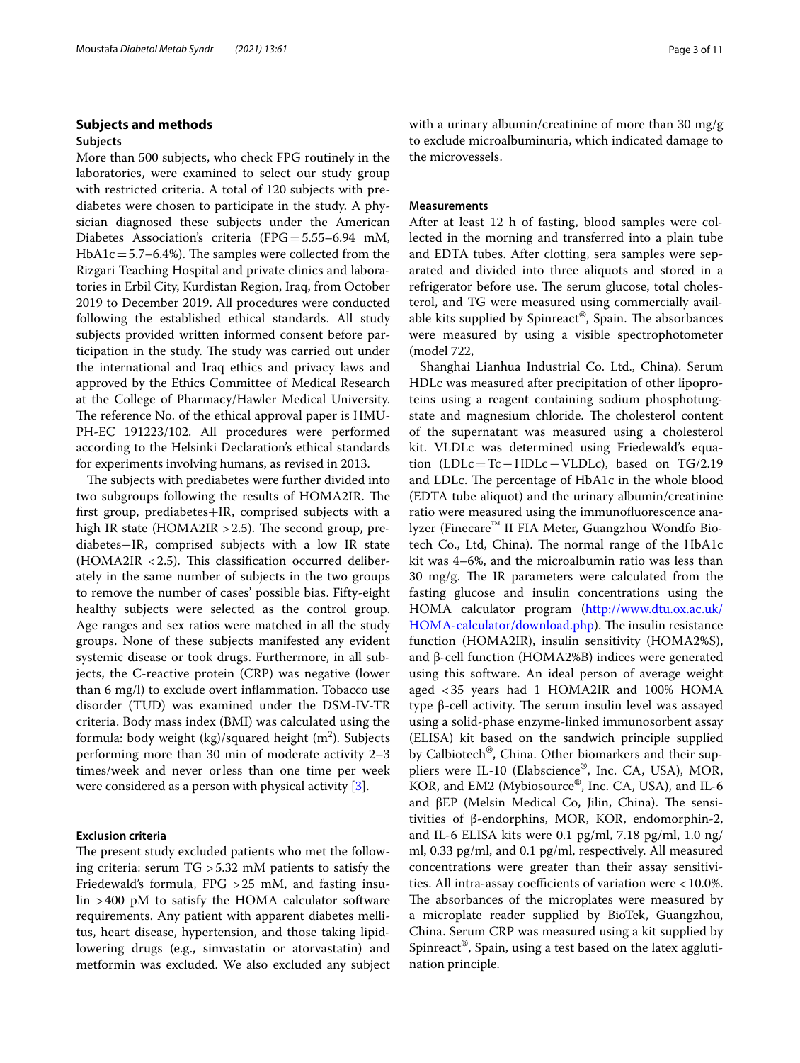## Subjects and methods

### Subjects

More than 500 subjects, who check FPG routinely in the laboratories, were examined to select our study group with restricted criteria. A total of 120 subjects with prediabetes were chosen to participate in the study. A physician diagnosed these subjects under the American Diabetes Association's criteria (FPG = 5.55–6.94 mM, HbA1c = 5.7–6.4%). The samples were collected from the Rizgari Teaching Hospital and private clinics and laboratories in Erbil City, Kurdistan Region, Iraq, from October 2019 to December 2019. All procedures were conducted following the established ethical standards. All study subjects provided written informed consent before participation in the study. The study was carried out under the international and Iraq ethics and privacy laws and approved by the Ethics Committee of Medical Research at the College of Pharmacy/Hawler Medical University. The reference No. of the ethical approval paper is HMU-PH-EC 191223/102. All procedures were performed according to the Helsinki Declaration's ethical standards for experiments involving humans, as revised in 2013.

The subjects with prediabetes were further divided into two subgroups following the results of HOMA2IR. The first group, prediabetes+IR, comprised subjects with a high IR state (HOMA2IR > 2.5). The second group, prediabetes−IR, comprised subjects with a low IR state (HOMA2IR < 2.5). This classification occurred deliberately in the same number of subjects in the two groups to remove the number of cases' possible bias. Fifty-eight healthy subjects were selected as the control group. Age ranges and sex ratios were matched in all the study groups. None of these subjects manifested any evident systemic disease or took drugs. Furthermore, in all subjects, the C-reactive protein (CRP) was negative (lower than 6 mg/l) to exclude overt inflammation. Tobacco use disorder (TUD) was examined under the DSM-IV-TR criteria. Body mass index (BMI) was calculated using the formula: body weight (kg)/squared height ($m^2$). Subjects performing more than 30 min of moderate activity 2–3 times/week and never or less than one time per week were considered as a person with physical activity [3].

### Exclusion criteria

The present study excluded patients who met the following criteria: serum TG > 5.32 mM patients to satisfy the Friedewald's formula, FPG > 25 mM, and fasting insulin > 400 pM to satisfy the HOMA calculator software requirements. Any patient with apparent diabetes mellitus, heart disease, hypertension, and those taking lipid-lowering drugs (e.g., simvastatin or atorvastatin) and metformin was excluded. We also excluded any subject with a urinary albumin/creatinine of more than 30 mg/g to exclude microalbuminuria, which indicated damage to the microvessels.

### Measurements

After at least 12 h of fasting, blood samples were collected in the morning and transferred into a plain tube and EDTA tubes. After clotting, sera samples were separated and divided into three aliquots and stored in a refrigerator before use. The serum glucose, total cholesterol, and TG were measured using commercially available kits supplied by Spinreact®, Spain. The absorbances were measured by using a visible spectrophotometer (model 722,

Shanghai Lianhua Industrial Co. Ltd., China). Serum HDLc was measured after precipitation of other lipoproteins using a reagent containing sodium phosphotungstate and magnesium chloride. The cholesterol content of the supernatant was measured using a cholesterol kit. VLDLc was determined using Friedewald's equation (LDLc = Tc − HDLc − VLDLc), based on TG/2.19 and LDLc. The percentage of HbA1c in the whole blood (EDTA tube aliquot) and the urinary albumin/creatinine ratio were measured using the immunofluorescence analyzer (Finecare™ II FIA Meter, Guangzhou Wondfo Biotech Co., Ltd, China). The normal range of the HbA1c kit was 4–6%, and the microalbumin ratio was less than 30 mg/g. The IR parameters were calculated from the fasting glucose and insulin concentrations using the HOMA calculator program (http://www.dtu.ox.ac.uk/HOMA-calculator/download.php). The insulin resistance function (HOMA2IR), insulin sensitivity (HOMA2%S), and β-cell function (HOMA2%B) indices were generated using this software. An ideal person of average weight aged < 35 years had 1 HOMA2IR and 100% HOMA type β-cell activity. The serum insulin level was assayed using a solid-phase enzyme-linked immunosorbent assay (ELISA) kit based on the sandwich principle supplied by Calbiotech®, China. Other biomarkers and their suppliers were IL-10 (Elabscience®, Inc. CA, USA), MOR, KOR, and EM2 (Mybiosource®, Inc. CA, USA), and IL-6 and βEP (Melsin Medical Co, Jilin, China). The sensitivities of β-endorphins, MOR, KOR, endomorphin-2, and IL-6 ELISA kits were 0.1 pg/ml, 7.18 pg/ml, 1.0 ng/ml, 0.33 pg/ml, and 0.1 pg/ml, respectively. All measured concentrations were greater than their assay sensitivities. All intra-assay coefficients of variation were < 10.0%. The absorbances of the microplates were measured by a microplate reader supplied by BioTek, Guangzhou, China. Serum CRP was measured using a kit supplied by Spinreact®, Spain, using a test based on the latex agglutination principle.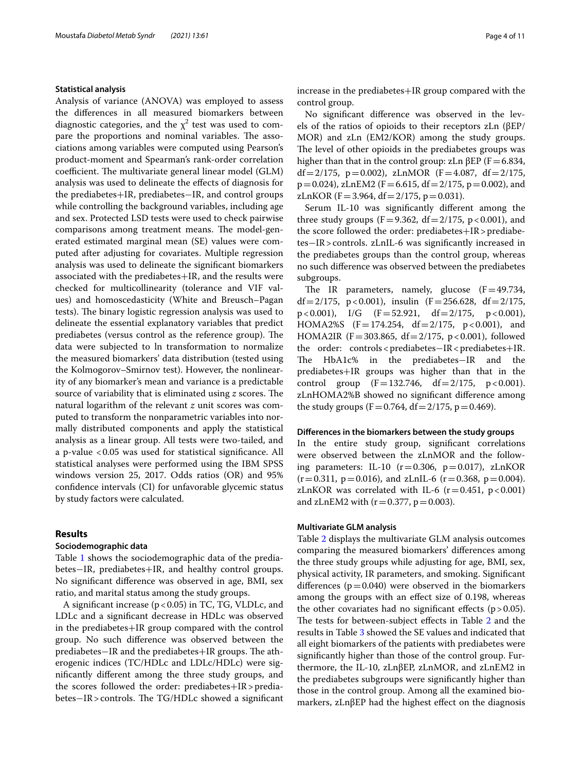### Statistical analysis

Analysis of variance (ANOVA) was employed to assess the differences in all measured biomarkers between diagnostic categories, and the $\chi^2$ test was used to compare the proportions and nominal variables. The associations among variables were computed using Pearson's product-moment and Spearman's rank-order correlation coefficient. The multivariate general linear model (GLM) analysis was used to delineate the effects of diagnosis for the prediabetes+IR, prediabetes−IR, and control groups while controlling the background variables, including age and sex. Protected LSD tests were used to check pairwise comparisons among treatment means. The model-generated estimated marginal mean (SE) values were computed after adjusting for covariates. Multiple regression analysis was used to delineate the significant biomarkers associated with the prediabetes+IR, and the results were checked for multicollinearity (tolerance and VIF values) and homoscedasticity (White and Breusch–Pagan tests). The binary logistic regression analysis was used to delineate the essential explanatory variables that predict prediabetes (versus control as the reference group). The data were subjected to ln transformation to normalize the measured biomarkers' data distribution (tested using the Kolmogorov–Smirnov test). However, the nonlinearity of any biomarker's mean and variance is a predictable source of variability that is eliminated using *z* scores. The natural logarithm of the relevant *z* unit scores was computed to transform the nonparametric variables into normally distributed components and apply the statistical analysis as a linear group. All tests were two-tailed, and a p-value $<0.05$ was used for statistical significance. All statistical analyses were performed using the IBM SPSS windows version 25, 2017. Odds ratios (OR) and 95% confidence intervals (CI) for unfavorable glycemic status by study factors were calculated.

## Results

### Sociodemographic data

Table 1 shows the sociodemographic data of the prediabetes−IR, prediabetes+IR, and healthy control groups. No significant difference was observed in age, BMI, sex ratio, and marital status among the study groups.

A significant increase ($p<0.05$) in TC, TG, VLDLc, and LDLc and a significant decrease in HDLc was observed in the prediabetes+IR group compared with the control group. No such difference was observed between the prediabetes−IR and the prediabetes+IR groups. The atherogenic indices (TC/HDLc and LDLc/HDLc) were significantly different among the three study groups, and the scores followed the order: prediabetes+IR > prediabetes−IR > controls. The TG/HDLc showed a significant increase in the prediabetes+IR group compared with the control group.

No significant difference was observed in the levels of the ratios of opioids to their receptors zLn (βEP/MOR) and zLn (EM2/KOR) among the study groups. The level of other opioids in the prediabetes groups was higher than that in the control group: zLn βEP ($F=6.834$, $df=2/175$, $p=0.002$), zLnMOR ($F=4.087$, $df=2/175$, $p=0.024$), zLnEM2 ($F=6.615$, $df=2/175$, $p=0.002$), and zLnKOR ($F=3.964$, $df=2/175$, $p=0.031$).

Serum IL-10 was significantly different among the three study groups ($F=9.362$, $df=2/175$, $p<0.001$), and the score followed the order: prediabetes+IR > prediabetes−IR > controls. zLnIL-6 was significantly increased in the prediabetes groups than the control group, whereas no such difference was observed between the prediabetes subgroups.

The IR parameters, namely, glucose ($F=49.734$, $df=2/175$, $p<0.001$), insulin ($F=256.628$, $df=2/175$, $p<0.001$), I/G ($F=52.921$, $df=2/175$, $p<0.001$), HOMA2%S ($F=174.254$, $df=2/175$, $p<0.001$), and HOMA2IR ($F=303.865$, $df=2/175$, $p<0.001$), followed the order: controls < prediabetes−IR < prediabetes+IR. The HbA1c% in the prediabetes−IR and the prediabetes+IR groups was higher than that in the control group ($F=132.746$, $df=2/175$, $p<0.001$). zLnHOMA2%B showed no significant difference among the study groups ($F=0.764$, $df=2/175$, $p=0.469$).

### Differences in the biomarkers between the study groups

In the entire study group, significant correlations were observed between the zLnMOR and the following parameters: IL-10 ($r=0.306$, $p=0.017$), zLnKOR ($r=0.311$, $p=0.016$), and zLnIL-6 ($r=0.368$, $p=0.004$). zLnKOR was correlated with IL-6 ($r=0.451$, $p<0.001$) and zLnEM2 with ($r=0.377$, $p=0.003$).

### Multivariate GLM analysis

Table 2 displays the multivariate GLM analysis outcomes comparing the measured biomarkers' differences among the three study groups while adjusting for age, BMI, sex, physical activity, IR parameters, and smoking. Significant differences ($p=0.040$) were observed in the biomarkers among the groups with an effect size of 0.198, whereas the other covariates had no significant effects ($p>0.05$). The tests for between-subject effects in Table 2 and the results in Table 3 showed the SE values and indicated that all eight biomarkers of the patients with prediabetes were significantly higher than those of the control group. Furthermore, the IL-10, zLnβEP, zLnMOR, and zLnEM2 in the prediabetes subgroups were significantly higher than those in the control group. Among all the examined biomarkers, zLnβEP had the highest effect on the diagnosis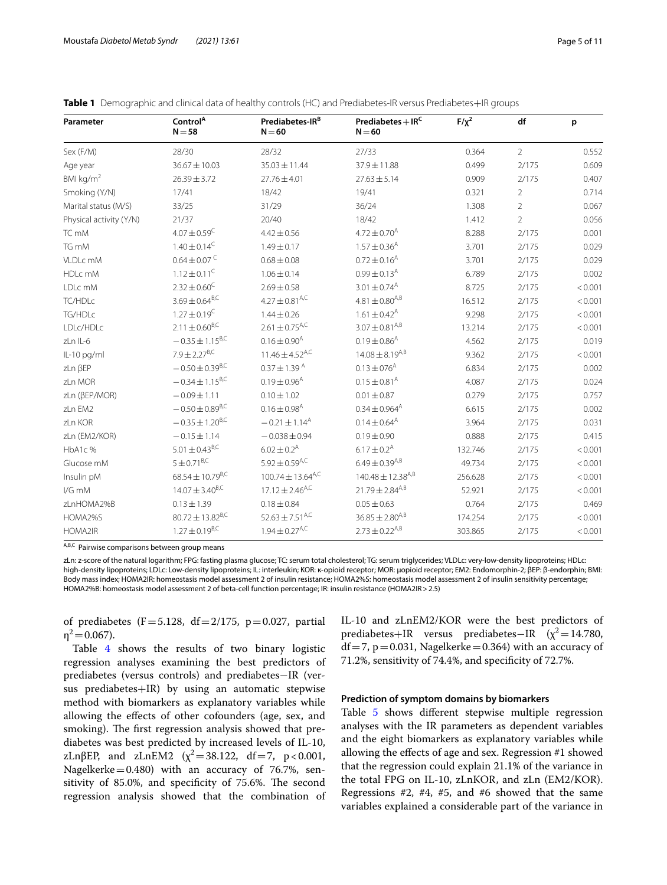**Table 1** Demographic and clinical data of healthy controls (HC) and Prediabetes-IR versus Prediabetes+IR groups

| Parameter | Control[A] N = 58 | Prediabetes-IR[B] N = 60 | Prediabetes + IR[C] N = 60 | $F/\chi^2$ | df | p |
|---|---|---|---|---|---|---|
| Sex (F/M) | 28/30 | 28/32 | 27/33 | 0.364 | 2 | 0.552 |
| Age year | 36.67 ± 10.03 | 35.03 ± 11.44 | 37.9 ± 11.88 | 0.499 | 2/175 | 0.609 |
| BMI kg/m$^2$ | 26.39 ± 3.72 | 27.76 ± 4.01 | 27.63 ± 5.14 | 0.909 | 2/175 | 0.407 |
| Smoking (Y/N) | 17/41 | 18/42 | 19/41 | 0.321 | 2 | 0.714 |
| Marital status (M/S) | 33/25 | 31/29 | 36/24 | 1.308 | 2 | 0.067 |
| Physical activity (Y/N) | 21/37 | 20/40 | 18/42 | 1.412 | 2 | 0.056 |
| TC mM | 4.07 ± 0.59[C] | 4.42 ± 0.56 | 4.72 ± 0.70[A] | 8.288 | 2/175 | 0.001 |
| TG mM | 1.40 ± 0.14[C] | 1.49 ± 0.17 | 1.57 ± 0.36[A] | 3.701 | 2/175 | 0.029 |
| VLDLc mM | 0.64 ± 0.07 [C] | 0.68 ± 0.08 | 0.72 ± 0.16[A] | 3.701 | 2/175 | 0.029 |
| HDLc mM | 1.12 ± 0.11[C] | 1.06 ± 0.14 | 0.99 ± 0.13[A] | 6.789 | 2/175 | 0.002 |
| LDLc mM | 2.32 ± 0.60[C] | 2.69 ± 0.58 | 3.01 ± 0.74[A] | 8.725 | 2/175 | < 0.001 |
| TC/HDLc | 3.69 ± 0.64[B,C] | 4.27 ± 0.81[A,C] | 4.81 ± 0.80[A,B] | 16.512 | 2/175 | < 0.001 |
| TG/HDLc | 1.27 ± 0.19[C] | 1.44 ± 0.26 | 1.61 ± 0.42[A] | 9.298 | 2/175 | < 0.001 |
| LDLc/HDLc | 2.11 ± 0.60[B,C] | 2.61 ± 0.75[A,C] | 3.07 ± 0.81[A,B] | 13.214 | 2/175 | < 0.001 |
| zLn IL-6 | − 0.35 ± 1.15[B,C] | 0.16 ± 0.90[A] | 0.19 ± 0.86[A] | 4.562 | 2/175 | 0.019 |
| IL-10 pg/ml | 7.9 ± 2.27[B,C] | 11.46 ± 4.52[A,C] | 14.08 ± 8.19[A,B] | 9.362 | 2/175 | < 0.001 |
| zLn βEP | − 0.50 ± 0.39[B,C] | 0.37 ± 1.39 [A] | 0.13 ± 076[A] | 6.834 | 2/175 | 0.002 |
| zLn MOR | − 0.34 ± 1.15[B,C] | 0.19 ± 0.96[A] | 0.15 ± 0.81[A] | 4.087 | 2/175 | 0.024 |
| zLn (βEP/MOR) | − 0.09 ± 1.11 | 0.10 ± 1.02 | 0.01 ± 0.87 | 0.279 | 2/175 | 0.757 |
| zLn EM2 | − 0.50 ± 0.89[B,C] | 0.16 ± 0.98[A] | 0.34 ± 0.964[A] | 6.615 | 2/175 | 0.002 |
| zLn KOR | − 0.35 ± 1.20[B,C] | − 0.21 ± 1.14[A] | 0.14 ± 0.64[A] | 3.964 | 2/175 | 0.031 |
| zLn (EM2/KOR) | − 0.15 ± 1.14 | − 0.038 ± 0.94 | 0.19 ± 0.90 | 0.888 | 2/175 | 0.415 |
| HbA1c % | 5.01 ± 0.43[B,C] | 6.02 ± 0.2[A] | 6.17 ± 0.2[A] | 132.746 | 2/175 | < 0.001 |
| Glucose mM | 5 ± 0.71[B,C] | 5.92 ± 0.59[A,C] | 6.49 ± 0.39[A,B] | 49.734 | 2/175 | < 0.001 |
| Insulin pM | 68.54 ± 10.79[B,C] | 100.74 ± 13.64[A,C] | 140.48 ± 12.38[A,B] | 256.628 | 2/175 | < 0.001 |
| I/G mM | 14.07 ± 3.40[B,C] | 17.12 ± 2.46[A,C] | 21.79 ± 2.84[A,B] | 52.921 | 2/175 | < 0.001 |
| zLnHOMA2%B | 0.13 ± 1.39 | 0.18 ± 0.84 | 0.05 ± 0.63 | 0.764 | 2/175 | 0.469 |
| HOMA2%S | 80.72 ± 13.82[B,C] | 52.63 ± 7.51[A,C] | 36.85 ± 2.80[A,B] | 174.254 | 2/175 | < 0.001 |
| HOMA2IR | 1.27 ± 0.19[B,C] | 1.94 ± 0.27[A,C] | 2.73 ± 0.22[A,B] | 303.865 | 2/175 | < 0.001 |

[A,B,C] Pairwise comparisons between group means

zLn: z-score of the natural logarithm; FPG: fasting plasma glucose; TC: serum total cholesterol; TG: serum triglycerides; VLDLc: very-low-density lipoproteins; HDLc: high-density lipoproteins; LDLc: Low-density lipoproteins; IL: interleukin; KOR: κ-opioid receptor; MOR: μopioid receptor; EM2: Endomorphin-2; βEP: β-endorphin; BMI: Body mass index; HOMA2IR: homeostasis model assessment 2 of insulin resistance; HOMA2%S: homeostasis model assessment 2 of insulin sensitivity percentage; HOMA2%B: homeostasis model assessment 2 of beta-cell function percentage; IR: insulin resistance (HOMA2IR > 2.5)

of prediabetes ($F = 5.128$, $df = 2/175$, $p = 0.027$, partial $\eta^2 = 0.067$).

Table 4 shows the results of two binary logistic regression analyses examining the best predictors of prediabetes (versus controls) and prediabetes−IR (versus prediabetes+IR) by using an automatic stepwise method with biomarkers as explanatory variables while allowing the effects of other cofounders (age, sex, and smoking). The first regression analysis showed that prediabetes was best predicted by increased levels of IL-10, zLnβEP, and zLnEM2 ($\chi^2 = 38.122$, $df = 7$, $p < 0.001$, Nagelkerke = 0.480) with an accuracy of 76.7%, sensitivity of 85.0%, and specificity of 75.6%. The second regression analysis showed that the combination of IL-10 and zLnEM2/KOR were the best predictors of prediabetes+IR versus prediabetes−IR ($\chi^2 = 14.780$, $df = 7$, $p = 0.031$, Nagelkerke = 0.364) with an accuracy of 71.2%, sensitivity of 74.4%, and specificity of 72.7%.

### Prediction of symptom domains by biomarkers

Table 5 shows different stepwise multiple regression analyses with the IR parameters as dependent variables and the eight biomarkers as explanatory variables while allowing the effects of age and sex. Regression #1 showed that the regression could explain 21.1% of the variance in the total FPG on IL-10, zLnKOR, and zLn (EM2/KOR). Regressions #2, #4, #5, and #6 showed that the same variables explained a considerable part of the variance in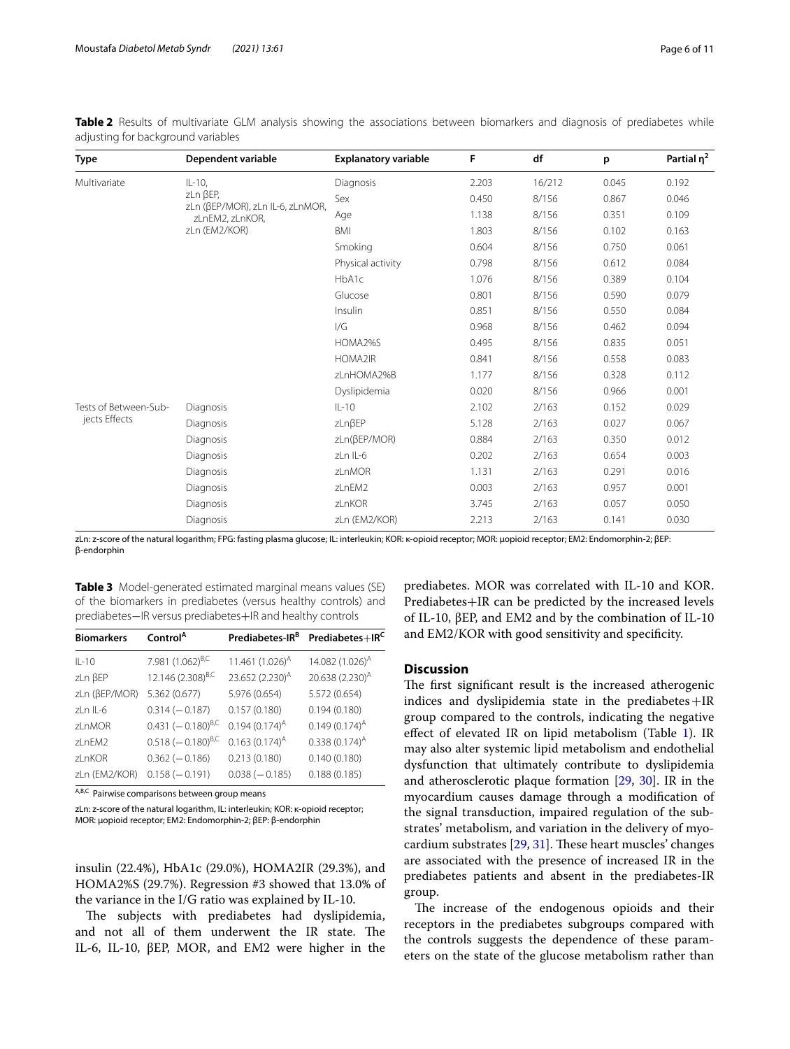**Table 2** Results of multivariate GLM analysis showing the associations between biomarkers and diagnosis of prediabetes while adjusting for background variables

| Type | Dependent variable | Explanatory variable | F | df | p | Partial $\eta^2$ |
|---|---|---|---|---|---|---|
| Multivariate | IL-10, zLn βEP, zLn (βEP/MOR), zLn IL-6, zLnMOR, zLnEM2, zLnKOR, zLn (EM2/KOR) | Diagnosis | 2.203 | 16/212 | 0.045 | 0.192 |
| | | Sex | 0.450 | 8/156 | 0.867 | 0.046 |
| | | Age | 1.138 | 8/156 | 0.351 | 0.109 |
| | | BMI | 1.803 | 8/156 | 0.102 | 0.163 |
| | | Smoking | 0.604 | 8/156 | 0.750 | 0.061 |
| | | Physical activity | 0.798 | 8/156 | 0.612 | 0.084 |
| | | HbA1c | 1.076 | 8/156 | 0.389 | 0.104 |
| | | Glucose | 0.801 | 8/156 | 0.590 | 0.079 |
| | | Insulin | 0.851 | 8/156 | 0.550 | 0.084 |
| | | I/G | 0.968 | 8/156 | 0.462 | 0.094 |
| | | HOMA2%S | 0.495 | 8/156 | 0.835 | 0.051 |
| | | HOMA2IR | 0.841 | 8/156 | 0.558 | 0.083 |
| | | zLnHOMA2%B | 1.177 | 8/156 | 0.328 | 0.112 |
| | | Dyslipidemia | 0.020 | 8/156 | 0.966 | 0.001 |
| Tests of Between-Subjects Effects | Diagnosis | IL-10 | 2.102 | 2/163 | 0.152 | 0.029 |
| | Diagnosis | zLnβEP | 5.128 | 2/163 | 0.027 | 0.067 |
| | Diagnosis | zLn(βEP/MOR) | 0.884 | 2/163 | 0.350 | 0.012 |
| | Diagnosis | zLn IL-6 | 0.202 | 2/163 | 0.654 | 0.003 |
| | Diagnosis | zLnMOR | 1.131 | 2/163 | 0.291 | 0.016 |
| | Diagnosis | zLnEM2 | 0.003 | 2/163 | 0.957 | 0.001 |
| | Diagnosis | zLnKOR | 3.745 | 2/163 | 0.057 | 0.050 |
| | Diagnosis | zLn (EM2/KOR) | 2.213 | 2/163 | 0.141 | 0.030 |

zLn: z-score of the natural logarithm; FPG: fasting plasma glucose; IL: interleukin; KOR: κ-opioid receptor; MOR: μopioid receptor; EM2: Endomorphin-2; βEP: β-endorphin

**Table 3** Model-generated estimated marginal means values (SE) of the biomarkers in prediabetes (versus healthy controls) and prediabetes−IR versus prediabetes+IR and healthy controls

| Biomarkers | Control[A] | Prediabetes-IR[B] | Prediabetes+IR[C] |
|---|---|---|---|
| IL-10 | 7.981 (1.062)[B,C] | 11.461 (1.026)[A] | 14.082 (1.026)[A] |
| zLn βEP | 12.146 (2.308)[B,C] | 23.652 (2.230)[A] | 20.638 (2.230)[A] |
| zLn (βEP/MOR) | 5.362 (0.677) | 5.976 (0.654) | 5.572 (0.654) |
| zLn IL-6 | 0.314 (−0.187) | 0.157 (0.180) | 0.194 (0.180) |
| zLnMOR | 0.431 (−0.180)[B,C] | 0.194 (0.174)[A] | 0.149 (0.174)[A] |
| zLnEM2 | 0.518 (−0.180)[B,C] | 0.163 (0.174)[A] | 0.338 (0.174)[A] |
| zLnKOR | 0.362 (−0.186) | 0.213 (0.180) | 0.140 (0.180) |
| zLn (EM2/KOR) | 0.158 (−0.191) | 0.038 (−0.185) | 0.188 (0.185) |

[A,B,C] Pairwise comparisons between group means

zLn: z-score of the natural logarithm, IL: interleukin; KOR: κ-opioid receptor; MOR: μopioid receptor; EM2: Endomorphin-2; βEP: β-endorphin

insulin (22.4%), HbA1c (29.0%), HOMA2IR (29.3%), and HOMA2%S (29.7%). Regression #3 showed that 13.0% of the variance in the I/G ratio was explained by IL-10.

The subjects with prediabetes had dyslipidemia, and not all of them underwent the IR state. The IL-6, IL-10, βEP, MOR, and EM2 were higher in the prediabetes. MOR was correlated with IL-10 and KOR. Prediabetes+IR can be predicted by the increased levels of IL-10, βEP, and EM2 and by the combination of IL-10 and EM2/KOR with good sensitivity and specificity.

## Discussion

The first significant result is the increased atherogenic indices and dyslipidemia state in the prediabetes+IR group compared to the controls, indicating the negative effect of elevated IR on lipid metabolism (Table 1). IR may also alter systemic lipid metabolism and endothelial dysfunction that ultimately contribute to dyslipidemia and atherosclerotic plaque formation [29, 30]. IR in the myocardium causes damage through a modification of the signal transduction, impaired regulation of the substrates' metabolism, and variation in the delivery of myocardium substrates [29, 31]. These heart muscles' changes are associated with the presence of increased IR in the prediabetes patients and absent in the prediabetes-IR group.

The increase of the endogenous opioids and their receptors in the prediabetes subgroups compared with the controls suggests the dependence of these parameters on the state of the glucose metabolism rather than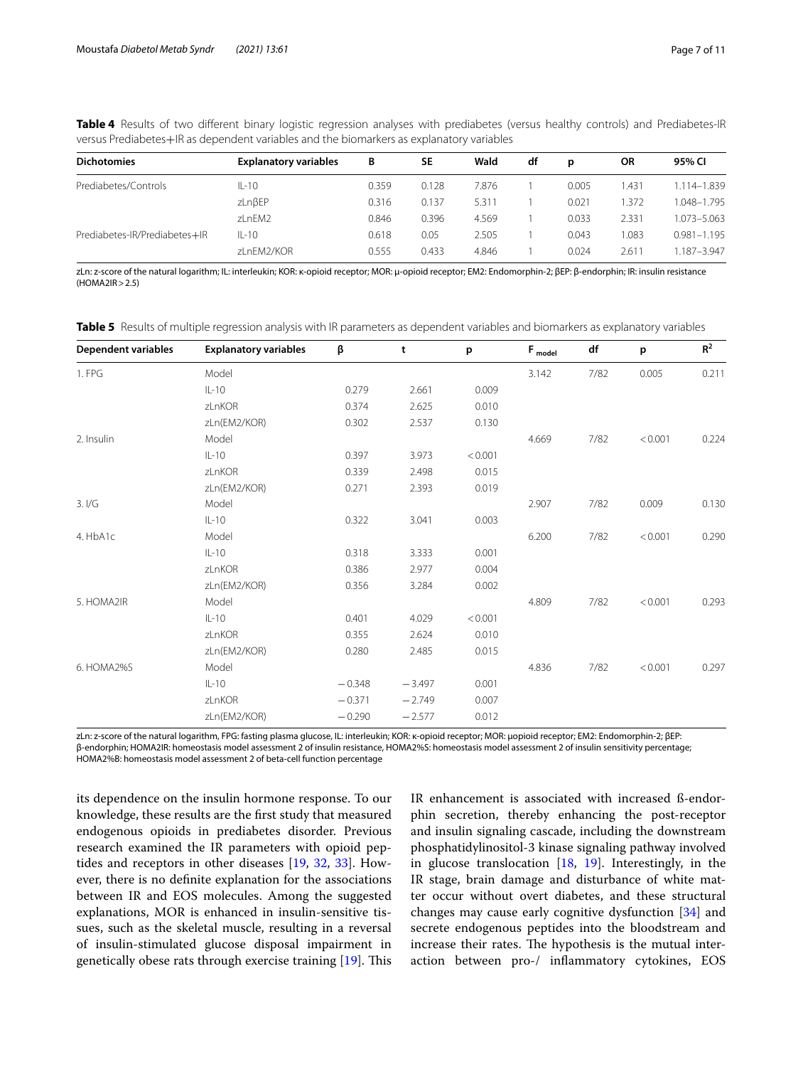**Table 4** Results of two different binary logistic regression analyses with prediabetes (versus healthy controls) and Prediabetes-IR versus Prediabetes+IR as dependent variables and the biomarkers as explanatory variables

| Dichotomies | Explanatory variables | B | SE | Wald | df | p | OR | 95% CI |
|---|---|---|---|---|---|---|---|---|
| Prediabetes/Controls | IL-10 | 0.359 | 0.128 | 7.876 | 1 | 0.005 | 1.431 | 1.114–1.839 |
| | zLnβEP | 0.316 | 0.137 | 5.311 | 1 | 0.021 | 1.372 | 1.048–1.795 |
| | zLnEM2 | 0.846 | 0.396 | 4.569 | 1 | 0.033 | 2.331 | 1.073–5.063 |
| Prediabetes-IR/Prediabetes+IR | IL-10 | 0.618 | 0.05 | 2.505 | 1 | 0.043 | 1.083 | 0.981–1.195 |
| | zLnEM2/KOR | 0.555 | 0.433 | 4.846 | 1 | 0.024 | 2.611 | 1.187–3.947 |

zLn: z-score of the natural logarithm; IL: interleukin; KOR: κ-opioid receptor; MOR: μ-opioid receptor; EM2: Endomorphin-2; βEP: β-endorphin; IR: insulin resistance (HOMA2IR > 2.5)

**Table 5** Results of multiple regression analysis with IR parameters as dependent variables and biomarkers as explanatory variables

| Dependent variables | Explanatory variables | β | t | p | $F_{model}$ | df | p | $R^2$ |
|---|---|---|---|---|---|---|---|---|
| 1. FPG | Model | | | | 3.142 | 7/82 | 0.005 | 0.211 |
| | IL-10 | 0.279 | 2.661 | 0.009 | | | | |
| | zLnKOR | 0.374 | 2.625 | 0.010 | | | | |
| | zLn(EM2/KOR) | 0.302 | 2.537 | 0.130 | | | | |
| 2. Insulin | Model | | | | 4.669 | 7/82 | < 0.001 | 0.224 |
| | IL-10 | 0.397 | 3.973 | < 0.001 | | | | |
| | zLnKOR | 0.339 | 2.498 | 0.015 | | | | |
| | zLn(EM2/KOR) | 0.271 | 2.393 | 0.019 | | | | |
| 3. I/G | Model | | | | 2.907 | 7/82 | 0.009 | 0.130 |
| | IL-10 | 0.322 | 3.041 | 0.003 | | | | |
| 4. HbA1c | Model | | | | 6.200 | 7/82 | < 0.001 | 0.290 |
| | IL-10 | 0.318 | 3.333 | 0.001 | | | | |
| | zLnKOR | 0.386 | 2.977 | 0.004 | | | | |
| | zLn(EM2/KOR) | 0.356 | 3.284 | 0.002 | | | | |
| 5. HOMA2IR | Model | | | | 4.809 | 7/82 | < 0.001 | 0.293 |
| | IL-10 | 0.401 | 4.029 | < 0.001 | | | | |
| | zLnKOR | 0.355 | 2.624 | 0.010 | | | | |
| | zLn(EM2/KOR) | 0.280 | 2.485 | 0.015 | | | | |
| 6. HOMA2%S | Model | | | | 4.836 | 7/82 | < 0.001 | 0.297 |
| | IL-10 | − 0.348 | − 3.497 | 0.001 | | | | |
| | zLnKOR | − 0.371 | − 2.749 | 0.007 | | | | |
| | zLn(EM2/KOR) | − 0.290 | − 2.577 | 0.012 | | | | |

zLn: z-score of the natural logarithm, FPG: fasting plasma glucose, IL: interleukin; KOR: κ-opioid receptor; MOR: μopioid receptor; EM2: Endomorphin-2; βEP: β-endorphin; HOMA2IR: homeostasis model assessment 2 of insulin resistance, HOMA2%S: homeostasis model assessment 2 of insulin sensitivity percentage; HOMA2%B: homeostasis model assessment 2 of beta-cell function percentage

its dependence on the insulin hormone response. To our knowledge, these results are the first study that measured endogenous opioids in prediabetes disorder. Previous research examined the IR parameters with opioid peptides and receptors in other diseases [19, 32, 33]. However, there is no definite explanation for the associations between IR and EOS molecules. Among the suggested explanations, MOR is enhanced in insulin-sensitive tissues, such as the skeletal muscle, resulting in a reversal of insulin-stimulated glucose disposal impairment in genetically obese rats through exercise training [19]. This IR enhancement is associated with increased ß-endorphin secretion, thereby enhancing the post-receptor and insulin signaling cascade, including the downstream phosphatidylinositol-3 kinase signaling pathway involved in glucose translocation [18, 19]. Interestingly, in the IR stage, brain damage and disturbance of white matter occur without overt diabetes, and these structural changes may cause early cognitive dysfunction [34] and secrete endogenous peptides into the bloodstream and increase their rates. The hypothesis is the mutual interaction between pro-/ inflammatory cytokines, EOS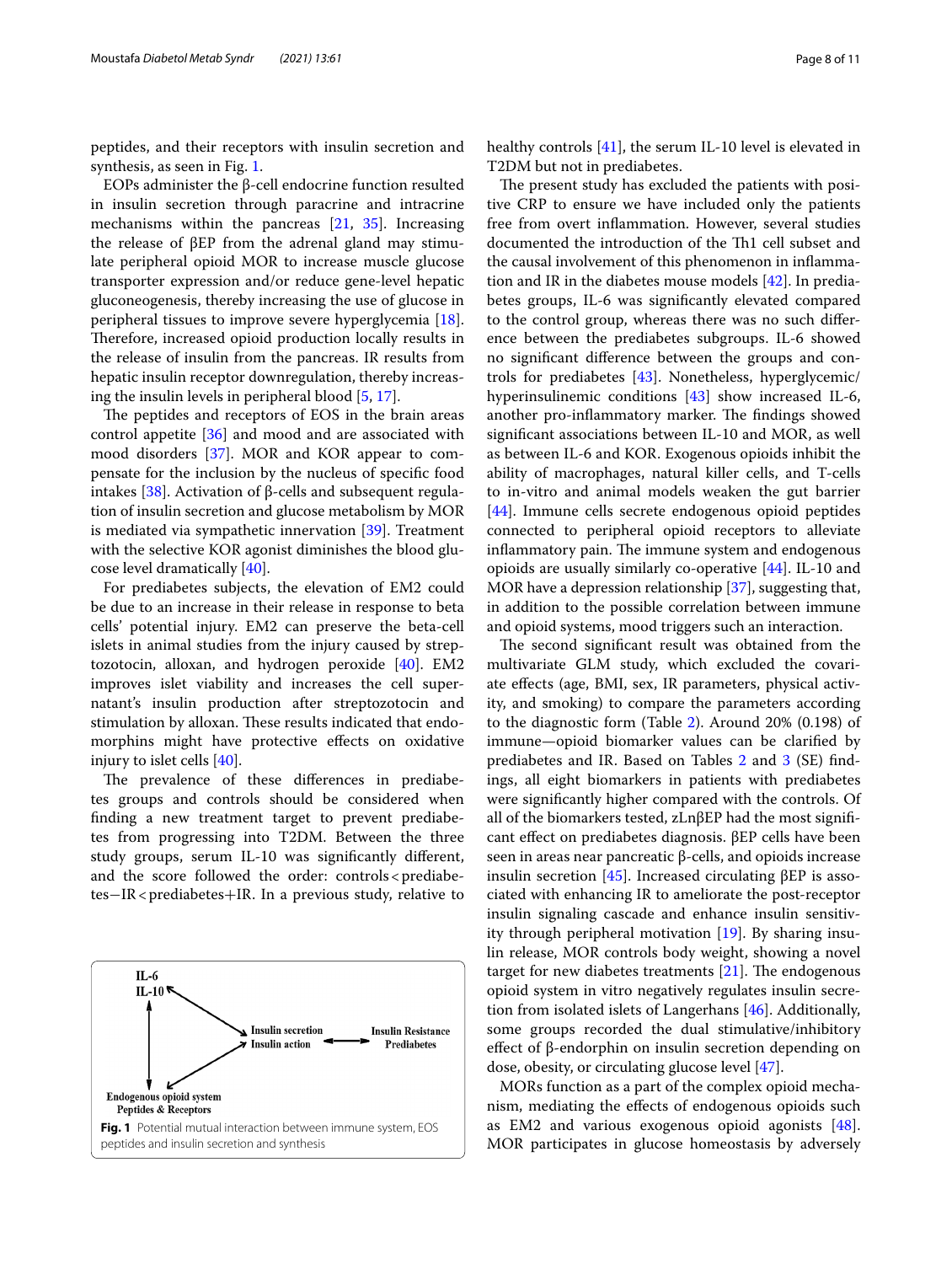peptides, and their receptors with insulin secretion and synthesis, as seen in Fig. 1.

EOPs administer the β-cell endocrine function resulted in insulin secretion through paracrine and intracrine mechanisms within the pancreas [21, 35]. Increasing the release of βEP from the adrenal gland may stimulate peripheral opioid MOR to increase muscle glucose transporter expression and/or reduce gene-level hepatic gluconeogenesis, thereby increasing the use of glucose in peripheral tissues to improve severe hyperglycemia [18]. Therefore, increased opioid production locally results in the release of insulin from the pancreas. IR results from hepatic insulin receptor downregulation, thereby increasing the insulin levels in peripheral blood [5, 17].

The peptides and receptors of EOS in the brain areas control appetite [36] and mood and are associated with mood disorders [37]. MOR and KOR appear to compensate for the inclusion by the nucleus of specific food intakes [38]. Activation of β-cells and subsequent regulation of insulin secretion and glucose metabolism by MOR is mediated via sympathetic innervation [39]. Treatment with the selective KOR agonist diminishes the blood glucose level dramatically [40].

For prediabetes subjects, the elevation of EM2 could be due to an increase in their release in response to beta cells' potential injury. EM2 can preserve the beta-cell islets in animal studies from the injury caused by streptozotocin, alloxan, and hydrogen peroxide [40]. EM2 improves islet viability and increases the cell supernatant's insulin production after streptozotocin and stimulation by alloxan. These results indicated that endomorphins might have protective effects on oxidative injury to islet cells [40].

The prevalence of these differences in prediabetes groups and controls should be considered when finding a new treatment target to prevent prediabetes from progressing into T2DM. Between the three study groups, serum IL-10 was significantly different, and the score followed the order: controls < prediabetes−IR < prediabetes+IR. In a previous study, relative to healthy controls [41], the serum IL-10 level is elevated in T2DM but not in prediabetes.

The present study has excluded the patients with positive CRP to ensure we have included only the patients free from overt inflammation. However, several studies documented the introduction of the Th1 cell subset and the causal involvement of this phenomenon in inflammation and IR in the diabetes mouse models [42]. In prediabetes groups, IL-6 was significantly elevated compared to the control group, whereas there was no such difference between the prediabetes subgroups. IL-6 showed no significant difference between the groups and controls for prediabetes [43]. Nonetheless, hyperglycemic/hyperinsulinemic conditions [43] show increased IL-6, another pro-inflammatory marker. The findings showed significant associations between IL-10 and MOR, as well as between IL-6 and KOR. Exogenous opioids inhibit the ability of macrophages, natural killer cells, and T-cells to in-vitro and animal models weaken the gut barrier [44]. Immune cells secrete endogenous opioid peptides connected to peripheral opioid receptors to alleviate inflammatory pain. The immune system and endogenous opioids are usually similarly co-operative [44]. IL-10 and MOR have a depression relationship [37], suggesting that, in addition to the possible correlation between immune and opioid systems, mood triggers such an interaction.

The second significant result was obtained from the multivariate GLM study, which excluded the covariate effects (age, BMI, sex, IR parameters, physical activity, and smoking) to compare the parameters according to the diagnostic form (Table 2). Around 20% (0.198) of immune—opioid biomarker values can be clarified by prediabetes and IR. Based on Tables 2 and 3 (SE) findings, all eight biomarkers in patients with prediabetes were significantly higher compared with the controls. Of all of the biomarkers tested, zLnβEP had the most significant effect on prediabetes diagnosis. βEP cells have been seen in areas near pancreatic β-cells, and opioids increase insulin secretion [45]. Increased circulating βEP is associated with enhancing IR to ameliorate the post-receptor insulin signaling cascade and enhance insulin sensitivity through peripheral motivation [19]. By sharing insulin release, MOR controls body weight, showing a novel target for new diabetes treatments [21]. The endogenous opioid system in vitro negatively regulates insulin secretion from isolated islets of Langerhans [46]. Additionally, some groups recorded the dual stimulative/inhibitory effect of β-endorphin on insulin secretion depending on dose, obesity, or circulating glucose level [47].

MORs function as a part of the complex opioid mechanism, mediating the effects of endogenous opioids such as EM2 and various exogenous opioid agonists [48]. MOR participates in glucose homeostasis by adversely

**Fig. 1** Potential mutual interaction between immune system, EOS peptides and insulin secretion and synthesis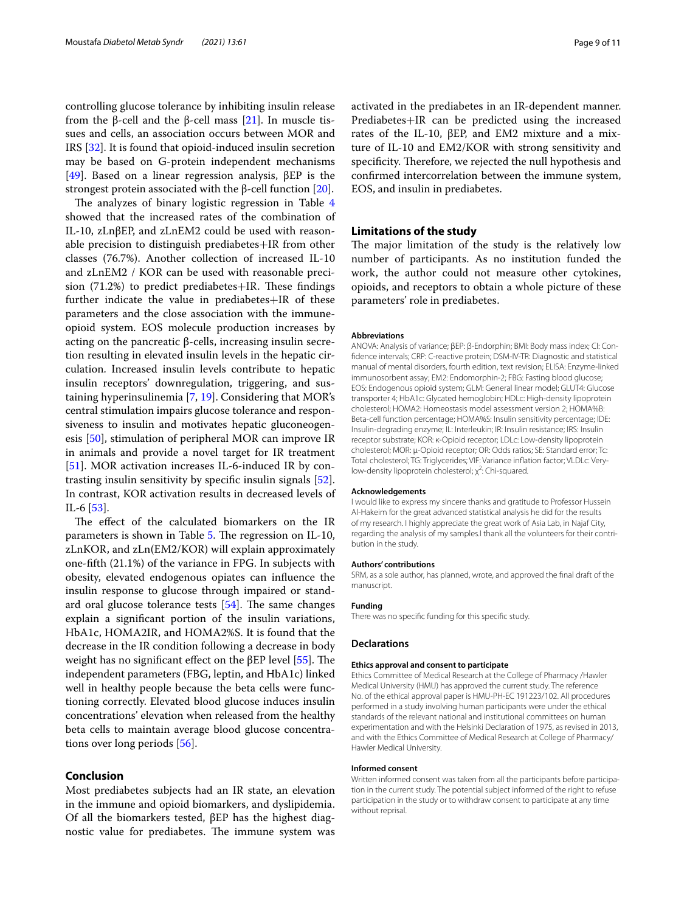controlling glucose tolerance by inhibiting insulin release from the β-cell and the β-cell mass [21]. In muscle tissues and cells, an association occurs between MOR and IRS [32]. It is found that opioid-induced insulin secretion may be based on G-protein independent mechanisms [49]. Based on a linear regression analysis, βEP is the strongest protein associated with the β-cell function [20].

The analyzes of binary logistic regression in Table 4 showed that the increased rates of the combination of IL-10, zLnβEP, and zLnEM2 could be used with reasonable precision to distinguish prediabetes+IR from other classes (76.7%). Another collection of increased IL-10 and zLnEM2 / KOR can be used with reasonable precision (71.2%) to predict prediabetes+IR. These findings further indicate the value in prediabetes+IR of these parameters and the close association with the immune-opioid system. EOS molecule production increases by acting on the pancreatic β-cells, increasing insulin secretion resulting in elevated insulin levels in the hepatic circulation. Increased insulin levels contribute to hepatic insulin receptors' downregulation, triggering, and sustaining hyperinsulinemia [7, 19]. Considering that MOR's central stimulation impairs glucose tolerance and responsiveness to insulin and motivates hepatic gluconeogenesis [50], stimulation of peripheral MOR can improve IR in animals and provide a novel target for IR treatment [51]. MOR activation increases IL-6-induced IR by contrasting insulin sensitivity by specific insulin signals [52]. In contrast, KOR activation results in decreased levels of IL-6 [53].

The effect of the calculated biomarkers on the IR parameters is shown in Table 5. The regression on IL-10, zLnKOR, and zLn(EM2/KOR) will explain approximately one-fifth (21.1%) of the variance in FPG. In subjects with obesity, elevated endogenous opiates can influence the insulin response to glucose through impaired or standard oral glucose tolerance tests [54]. The same changes explain a significant portion of the insulin variations, HbA1c, HOMA2IR, and HOMA2%S. It is found that the decrease in the IR condition following a decrease in body weight has no significant effect on the βEP level [55]. The independent parameters (FBG, leptin, and HbA1c) linked well in healthy people because the beta cells were functioning correctly. Elevated blood glucose induces insulin concentrations' elevation when released from the healthy beta cells to maintain average blood glucose concentrations over long periods [56].

## Conclusion

Most prediabetes subjects had an IR state, an elevation in the immune and opioid biomarkers, and dyslipidemia. Of all the biomarkers tested, βEP has the highest diagnostic value for prediabetes. The immune system was activated in the prediabetes in an IR-dependent manner. Prediabetes+IR can be predicted using the increased rates of the IL-10, βEP, and EM2 mixture and a mixture of IL-10 and EM2/KOR with strong sensitivity and specificity. Therefore, we rejected the null hypothesis and confirmed intercorrelation between the immune system, EOS, and insulin in prediabetes.

## Limitations of the study

The major limitation of the study is the relatively low number of participants. As no institution funded the work, the author could not measure other cytokines, opioids, and receptors to obtain a whole picture of these parameters' role in prediabetes.

#### Abbreviations

ANOVA: Analysis of variance; βEP: β-Endorphin; BMI: Body mass index; CI: Confidence intervals; CRP: C-reactive protein; DSM-IV-TR: Diagnostic and statistical manual of mental disorders, fourth edition, text revision; ELISA: Enzyme-linked immunosorbent assay; EM2: Endomorphin-2; FBG: Fasting blood glucose; EOS: Endogenous opioid system; GLM: General linear model; GLUT4: Glucose transporter 4; HbA1c: Glycated hemoglobin; HDLc: High-density lipoprotein cholesterol; HOMA2: Homeostasis model assessment version 2; HOMA%B: Beta-cell function percentage; HOMA%S: Insulin sensitivity percentage; IDE: Insulin-degrading enzyme; IL: Interleukin; IR: Insulin resistance; IRS: Insulin receptor substrate; KOR: κ-Opioid receptor; LDLc: Low-density lipoprotein cholesterol; MOR: μ-Opioid receptor; OR: Odds ratios; SE: Standard error; Tc: Total cholesterol; TG: Triglycerides; VIF: Variance inflation factor; VLDLc: Very-low-density lipoprotein cholesterol; $\chi^2$: Chi-squared.

#### Acknowledgements

I would like to express my sincere thanks and gratitude to Professor Hussein Al-Hakeim for the great advanced statistical analysis he did for the results of my research. I highly appreciate the great work of Asia Lab, in Najaf City, regarding the analysis of my samples.I thank all the volunteers for their contribution in the study.

#### Authors' contributions

SRM, as a sole author, has planned, wrote, and approved the final draft of the manuscript.

#### Funding

There was no specific funding for this specific study.

### Declarations

#### Ethics approval and consent to participate

Ethics Committee of Medical Research at the College of Pharmacy /Hawler Medical University (HMU) has approved the current study. The reference No. of the ethical approval paper is HMU-PH-EC 191223/102. All procedures performed in a study involving human participants were under the ethical standards of the relevant national and institutional committees on human experimentation and with the Helsinki Declaration of 1975, as revised in 2013, and with the Ethics Committee of Medical Research at College of Pharmacy/ Hawler Medical University.

#### Informed consent

Written informed consent was taken from all the participants before participation in the current study. The potential subject informed of the right to refuse participation in the study or to withdraw consent to participate at any time without reprisal.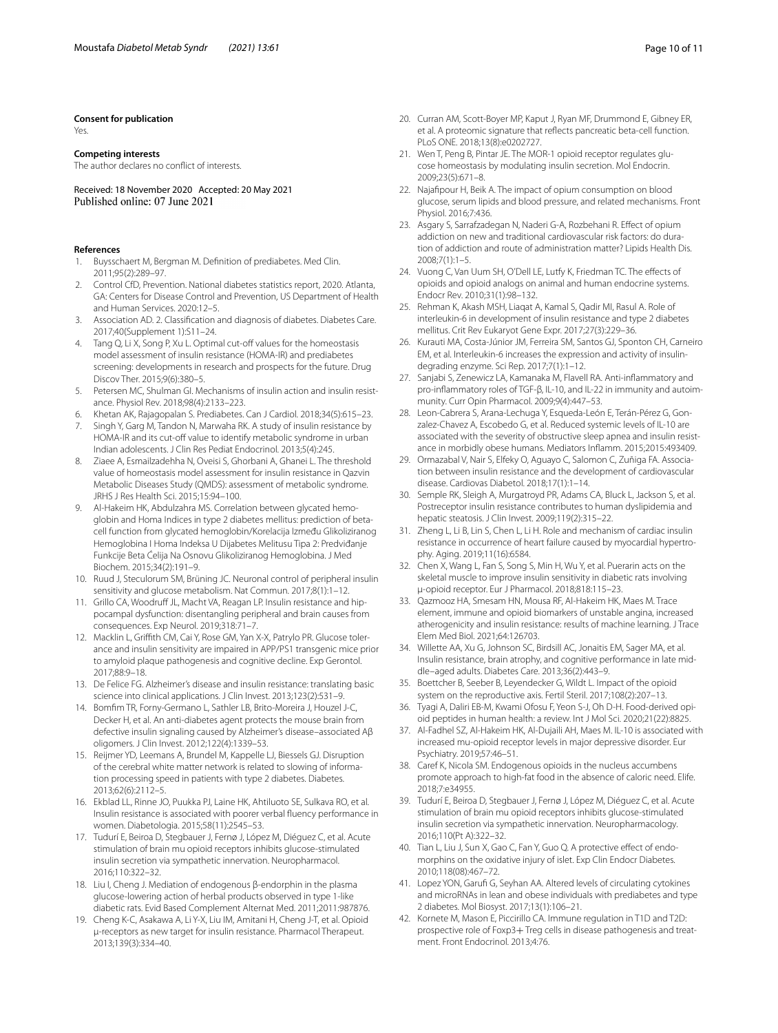**Consent for publication**

Yes.

**Competing interests**

The author declares no conflict of interests.

Received: 18 November 2020 Accepted: 20 May 2021
Published online: 07 June 2021

**References**

1. Buysschaert M, Bergman M. Definition of prediabetes. Med Clin. 2011;95(2):289–97.
2. Control CfD, Prevention. National diabetes statistics report, 2020. Atlanta, GA: Centers for Disease Control and Prevention, US Department of Health and Human Services. 2020:12–5.
3. Association AD. 2. Classification and diagnosis of diabetes. Diabetes Care. 2017;40(Supplement 1):S11–24.
4. Tang Q, Li X, Song P, Xu L. Optimal cut-off values for the homeostasis model assessment of insulin resistance (HOMA-IR) and prediabetes screening: developments in research and prospects for the future. Drug Discov Ther. 2015;9(6):380–5.
5. Petersen MC, Shulman GI. Mechanisms of insulin action and insulin resistance. Physiol Rev. 2018;98(4):2133–223.
6. Khetan AK, Rajagopalan S. Prediabetes. Can J Cardiol. 2018;34(5):615–23.
7. Singh Y, Garg M, Tandon N, Marwaha RK. A study of insulin resistance by HOMA-IR and its cut-off value to identify metabolic syndrome in urban Indian adolescents. J Clin Res Pediat Endocrinol. 2013;5(4):245.
8. Ziaee A, Esmailzadehha N, Oveisi S, Ghorbani A, Ghanei L. The threshold value of homeostasis model assessment for insulin resistance in Qazvin Metabolic Diseases Study (QMDS): assessment of metabolic syndrome. JRHS J Res Health Sci. 2015;15:94–100.
9. Al-Hakeim HK, Abdulzahra MS. Correlation between glycated hemoglobin and Homa Indices in type 2 diabetes mellitus: prediction of beta-cell function from glycated hemoglobin/Korelacija Između Glikoliziranog Hemoglobina I Homa Indeksa U Dijabetes Melitusu Tipa 2: Predviđanje Funkcije Beta Ćelija Na Osnovu Glikoliziranog Hemoglobina. J Med Biochem. 2015;34(2):191–9.
10. Ruud J, Steculorum SM, Brüning JC. Neuronal control of peripheral insulin sensitivity and glucose metabolism. Nat Commun. 2017;8(1):1–12.
11. Grillo CA, Woodruff JL, Macht VA, Reagan LP. Insulin resistance and hippocampal dysfunction: disentangling peripheral and brain causes from consequences. Exp Neurol. 2019;318:71–7.
12. Macklin L, Griffith CM, Cai Y, Rose GM, Yan X-X, Patrylo PR. Glucose tolerance and insulin sensitivity are impaired in APP/PS1 transgenic mice prior to amyloid plaque pathogenesis and cognitive decline. Exp Gerontol. 2017;88:9–18.
13. De Felice FG. Alzheimer's disease and insulin resistance: translating basic science into clinical applications. J Clin Invest. 2013;123(2):531–9.
14. Bomfim TR, Forny-Germano L, Sathler LB, Brito-Moreira J, Houzel J-C, Decker H, et al. An anti-diabetes agent protects the mouse brain from defective insulin signaling caused by Alzheimer's disease–associated Aβ oligomers. J Clin Invest. 2012;122(4):1339–53.
15. Reijmer YD, Leemans A, Brundel M, Kappelle LJ, Biessels GJ. Disruption of the cerebral white matter network is related to slowing of information processing speed in patients with type 2 diabetes. Diabetes. 2013;62(6):2112–5.
16. Ekblad LL, Rinne JO, Puukka PJ, Laine HK, Ahtiluoto SE, Sulkava RO, et al. Insulin resistance is associated with poorer verbal fluency performance in women. Diabetologia. 2015;58(11):2545–53.
17. Tudurí E, Beiroa D, Stegbauer J, Fernø J, López M, Diéguez C, et al. Acute stimulation of brain mu opioid receptors inhibits glucose-stimulated insulin secretion via sympathetic innervation. Neuropharmacol. 2016;110:322–32.
18. Liu I, Cheng J. Mediation of endogenous β-endorphin in the plasma glucose-lowering action of herbal products observed in type 1-like diabetic rats. Evid Based Complement Alternat Med. 2011;2011:987876.
19. Cheng K-C, Asakawa A, Li Y-X, Liu IM, Amitani H, Cheng J-T, et al. Opioid μ-receptors as new target for insulin resistance. Pharmacol Therapeut. 2013;139(3):334–40.
20. Curran AM, Scott-Boyer MP, Kaput J, Ryan MF, Drummond E, Gibney ER, et al. A proteomic signature that reflects pancreatic beta-cell function. PLoS ONE. 2018;13(8):e0202727.
21. Wen T, Peng B, Pintar JE. The MOR-1 opioid receptor regulates glucose homeostasis by modulating insulin secretion. Mol Endocrin. 2009;23(5):671–8.
22. Najafipour H, Beik A. The impact of opium consumption on blood glucose, serum lipids and blood pressure, and related mechanisms. Front Physiol. 2016;7:436.
23. Asgary S, Sarrafzadegan N, Naderi G-A, Rozbehani R. Effect of opium addiction on new and traditional cardiovascular risk factors: do duration of addiction and route of administration matter? Lipids Health Dis. 2008;7(1):1–5.
24. Vuong C, Van Uum SH, O'Dell LE, Lutfy K, Friedman TC. The effects of opioids and opioid analogs on animal and human endocrine systems. Endocr Rev. 2010;31(1):98–132.
25. Rehman K, Akash MSH, Liaqat A, Kamal S, Qadir MI, Rasul A. Role of interleukin-6 in development of insulin resistance and type 2 diabetes mellitus. Crit Rev Eukaryot Gene Expr. 2017;27(3):229–36.
26. Kurauti MA, Costa-Júnior JM, Ferreira SM, Santos GJ, Sponton CH, Carneiro EM, et al. Interleukin-6 increases the expression and activity of insulin-degrading enzyme. Sci Rep. 2017;7(1):1–12.
27. Sanjabi S, Zenewicz LA, Kamanaka M, Flavell RA. Anti-inflammatory and pro-inflammatory roles of TGF-β, IL-10, and IL-22 in immunity and autoimmunity. Curr Opin Pharmacol. 2009;9(4):447–53.
28. Leon-Cabrera S, Arana-Lechuga Y, Esqueda-León E, Terán-Pérez G, Gonzalez-Chavez A, Escobedo G, et al. Reduced systemic levels of IL-10 are associated with the severity of obstructive sleep apnea and insulin resistance in morbidly obese humans. Mediators Inflamm. 2015;2015:493409.
29. Ormazabal V, Nair S, Elfeky O, Aguayo C, Salomon C, Zuñiga FA. Association between insulin resistance and the development of cardiovascular disease. Cardiovas Diabetol. 2018;17(1):1–14.
30. Semple RK, Sleigh A, Murgatroyd PR, Adams CA, Bluck L, Jackson S, et al. Postreceptor insulin resistance contributes to human dyslipidemia and hepatic steatosis. J Clin Invest. 2009;119(2):315–22.
31. Zheng L, Li B, Lin S, Chen L, Li H. Role and mechanism of cardiac insulin resistance in occurrence of heart failure caused by myocardial hypertrophy. Aging. 2019;11(16):6584.
32. Chen X, Wang L, Fan S, Song S, Min H, Wu Y, et al. Puerarin acts on the skeletal muscle to improve insulin sensitivity in diabetic rats involving μ-opioid receptor. Eur J Pharmacol. 2018;818:115–23.
33. Qazmooz HA, Smesam HN, Mousa RF, Al-Hakeim HK, Maes M. Trace element, immune and opioid biomarkers of unstable angina, increased atherogenicity and insulin resistance: results of machine learning. J Trace Elem Med Biol. 2021;64:126703.
34. Willette AA, Xu G, Johnson SC, Birdsill AC, Jonaitis EM, Sager MA, et al. Insulin resistance, brain atrophy, and cognitive performance in late middle–aged adults. Diabetes Care. 2013;36(2):443–9.
35. Boettcher B, Seeber B, Leyendecker G, Wildt L. Impact of the opioid system on the reproductive axis. Fertil Steril. 2017;108(2):207–13.
36. Tyagi A, Daliri EB-M, Kwami Ofosu F, Yeon S-J, Oh D-H. Food-derived opioid peptides in human health: a review. Int J Mol Sci. 2020;21(22):8825.
37. Al-Fadhel SZ, Al-Hakeim HK, Al-Dujaili AH, Maes M. IL-10 is associated with increased mu-opioid receptor levels in major depressive disorder. Eur Psychiatry. 2019;57:46–51.
38. Caref K, Nicola SM. Endogenous opioids in the nucleus accumbens promote approach to high-fat food in the absence of caloric need. Elife. 2018;7:e34955.
39. Tudurí E, Beiroa D, Stegbauer J, Fernø J, López M, Diéguez C, et al. Acute stimulation of brain mu opioid receptors inhibits glucose-stimulated insulin secretion via sympathetic innervation. Neuropharmacology. 2016;110(Pt A):322–32.
40. Tian L, Liu J, Sun X, Gao C, Fan Y, Guo Q. A protective effect of endomorphins on the oxidative injury of islet. Exp Clin Endocr Diabetes. 2010;118(08):467–72.
41. Lopez YON, Garufi G, Seyhan AA. Altered levels of circulating cytokines and microRNAs in lean and obese individuals with prediabetes and type 2 diabetes. Mol Biosyst. 2017;13(1):106–21.
42. Kornete M, Mason E, Piccirillo CA. Immune regulation in T1D and T2D: prospective role of Foxp3+ Treg cells in disease pathogenesis and treatment. Front Endocrinol. 2013;4:76.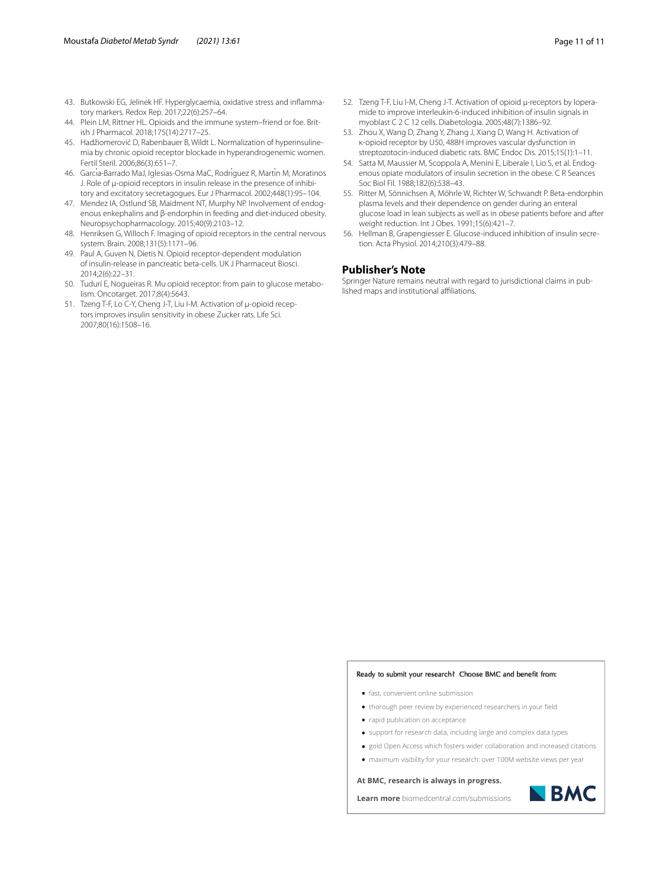43. Butkowski EG, Jelinek HF. Hyperglycaemia, oxidative stress and inflammatory markers. Redox Rep. 2017;22(6):257–64.
44. Plein LM, Rittner HL. Opioids and the immune system–friend or foe. British J Pharmacol. 2018;175(14):2717–25.
45. Hadžiomerović D, Rabenbauer B, Wildt L. Normalization of hyperinsulinemia by chronic opioid receptor blockade in hyperandrogenemic women. Fertil Steril. 2006;86(3):651–7.
46. García-Barrado MaJ, Iglesias-Osma MaC, Rodríguez R, Martín M, Moratinos J. Role of μ-opioid receptors in insulin release in the presence of inhibitory and excitatory secretagogues. Eur J Pharmacol. 2002;448(1):95–104.
47. Mendez IA, Ostlund SB, Maidment NT, Murphy NP. Involvement of endogenous enkephalins and β-endorphin in feeding and diet-induced obesity. Neuropsychopharmacology. 2015;40(9):2103–12.
48. Henriksen G, Willoch F. Imaging of opioid receptors in the central nervous system. Brain. 2008;131(5):1171–96.
49. Paul A, Guven N, Dietis N. Opioid receptor-dependent modulation of insulin-release in pancreatic beta-cells. UK J Pharmaceut Biosci. 2014;2(6):22–31.
50. Tudurí E, Nogueiras R. Mu opioid receptor: from pain to glucose metabolism. Oncotarget. 2017;8(4):5643.
51. Tzeng T-F, Lo C-Y, Cheng J-T, Liu I-M. Activation of μ-opioid receptors improves insulin sensitivity in obese Zucker rats. Life Sci. 2007;80(16):1508–16.
52. Tzeng T-F, Liu I-M, Cheng J-T. Activation of opioid μ-receptors by loperamide to improve interleukin-6-induced inhibition of insulin signals in myoblast C 2 C 12 cells. Diabetologia. 2005;48(7):1386–92.
53. Zhou X, Wang D, Zhang Y, Zhang J, Xiang D, Wang H. Activation of κ-opioid receptor by U50, 488H improves vascular dysfunction in streptozotocin-induced diabetic rats. BMC Endoc Dis. 2015;15(1):1–11.
54. Satta M, Maussier M, Scoppola A, Menini E, Liberale I, Lio S, et al. Endogenous opiate modulators of insulin secretion in the obese. C R Seances Soc Biol Fil. 1988;182(6):538–43.
55. Ritter M, Sönnichsen A, Möhrle W, Richter W, Schwandt P. Beta-endorphin plasma levels and their dependence on gender during an enteral glucose load in lean subjects as well as in obese patients before and after weight reduction. Int J Obes. 1991;15(6):421–7.
56. Hellman B, Grapengiesser E. Glucose-induced inhibition of insulin secretion. Acta Physiol. 2014;210(3):479–88.

## Publisher's Note

Springer Nature remains neutral with regard to jurisdictional claims in published maps and institutional affiliations.

Ready to submit your research? Choose BMC and benefit from:

- fast, convenient online submission
- thorough peer review by experienced researchers in your field
- rapid publication on acceptance
- support for research data, including large and complex data types
- gold Open Access which fosters wider collaboration and increased citations
- maximum visibility for your research: over 100M website views per year

**At BMC, research is always in progress.**

**Learn more** biomedcentral.com/submissions